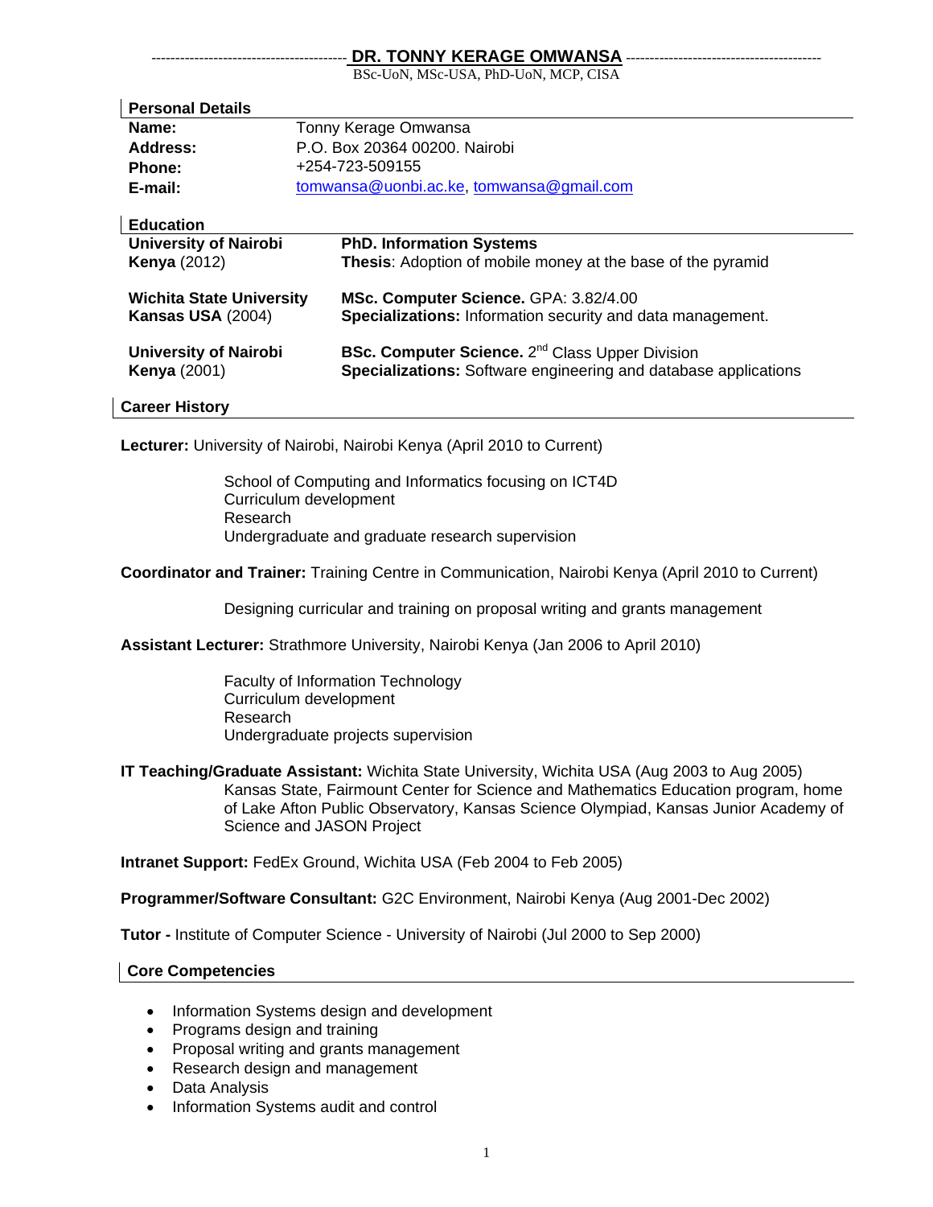# DR. TONNY KERAGE OMWANSA

BSc-UoN, MSc-USA, PhD-UoN, MCP, CISA

## Personal Details

| | |
|---|---|
| **Name:** | Tonny Kerage Omwansa |
| **Address:** | P.O. Box 20364 00200. Nairobi |
| **Phone:** | +254-723-509155 |
| **E-mail:** | tomwansa@uonbi.ac.ke, tomwansa@gmail.com |

## Education

| | |
|---|---|
| **University of Nairobi** **Kenya** (2012) | **PhD. Information Systems** **Thesis**: Adoption of mobile money at the base of the pyramid |
| **Wichita State University** **Kansas USA** (2004) | **MSc. Computer Science.** GPA: 3.82/4.00 **Specializations:** Information security and data management. |
| **University of Nairobi** **Kenya** (2001) | **BSc. Computer Science.** 2nd Class Upper Division **Specializations:** Software engineering and database applications |

## Career History

**Lecturer:** University of Nairobi, Nairobi Kenya (April 2010 to Current)

School of Computing and Informatics focusing on ICT4D
Curriculum development
Research
Undergraduate and graduate research supervision

**Coordinator and Trainer:** Training Centre in Communication, Nairobi Kenya (April 2010 to Current)

Designing curricular and training on proposal writing and grants management

**Assistant Lecturer:** Strathmore University, Nairobi Kenya (Jan 2006 to April 2010)

Faculty of Information Technology
Curriculum development
Research
Undergraduate projects supervision

**IT Teaching/Graduate Assistant:** Wichita State University, Wichita USA (Aug 2003 to Aug 2005)
Kansas State, Fairmount Center for Science and Mathematics Education program, home of Lake Afton Public Observatory, Kansas Science Olympiad, Kansas Junior Academy of Science and JASON Project

**Intranet Support:** FedEx Ground, Wichita USA (Feb 2004 to Feb 2005)

**Programmer/Software Consultant:** G2C Environment, Nairobi Kenya (Aug 2001-Dec 2002)

**Tutor -** Institute of Computer Science - University of Nairobi (Jul 2000 to Sep 2000)

## Core Competencies

- Information Systems design and development
- Programs design and training
- Proposal writing and grants management
- Research design and management
- Data Analysis
- Information Systems audit and control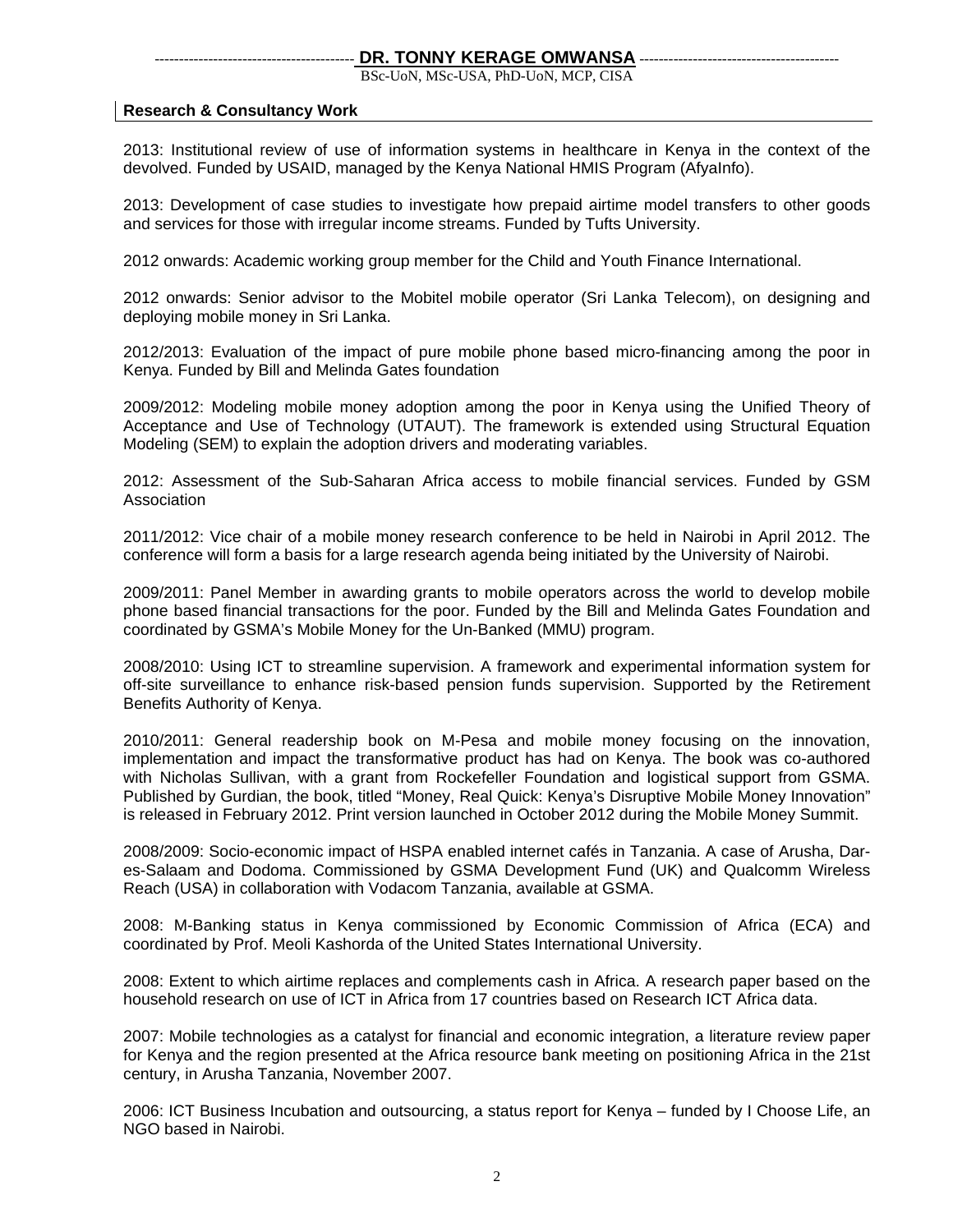## Research & Consultancy Work

2013: Institutional review of use of information systems in healthcare in Kenya in the context of the devolved. Funded by USAID, managed by the Kenya National HMIS Program (AfyaInfo).

2013: Development of case studies to investigate how prepaid airtime model transfers to other goods and services for those with irregular income streams. Funded by Tufts University.

2012 onwards: Academic working group member for the Child and Youth Finance International.

2012 onwards: Senior advisor to the Mobitel mobile operator (Sri Lanka Telecom), on designing and deploying mobile money in Sri Lanka.

2012/2013: Evaluation of the impact of pure mobile phone based micro-financing among the poor in Kenya. Funded by Bill and Melinda Gates foundation

2009/2012: Modeling mobile money adoption among the poor in Kenya using the Unified Theory of Acceptance and Use of Technology (UTAUT). The framework is extended using Structural Equation Modeling (SEM) to explain the adoption drivers and moderating variables.

2012: Assessment of the Sub-Saharan Africa access to mobile financial services. Funded by GSM Association

2011/2012: Vice chair of a mobile money research conference to be held in Nairobi in April 2012. The conference will form a basis for a large research agenda being initiated by the University of Nairobi.

2009/2011: Panel Member in awarding grants to mobile operators across the world to develop mobile phone based financial transactions for the poor. Funded by the Bill and Melinda Gates Foundation and coordinated by GSMA's Mobile Money for the Un-Banked (MMU) program.

2008/2010: Using ICT to streamline supervision. A framework and experimental information system for off-site surveillance to enhance risk-based pension funds supervision. Supported by the Retirement Benefits Authority of Kenya.

2010/2011: General readership book on M-Pesa and mobile money focusing on the innovation, implementation and impact the transformative product has had on Kenya. The book was co-authored with Nicholas Sullivan, with a grant from Rockefeller Foundation and logistical support from GSMA. Published by Gurdian, the book, titled "Money, Real Quick: Kenya's Disruptive Mobile Money Innovation" is released in February 2012. Print version launched in October 2012 during the Mobile Money Summit.

2008/2009: Socio-economic impact of HSPA enabled internet cafés in Tanzania. A case of Arusha, Dar-es-Salaam and Dodoma. Commissioned by GSMA Development Fund (UK) and Qualcomm Wireless Reach (USA) in collaboration with Vodacom Tanzania, available at GSMA.

2008: M-Banking status in Kenya commissioned by Economic Commission of Africa (ECA) and coordinated by Prof. Meoli Kashorda of the United States International University.

2008: Extent to which airtime replaces and complements cash in Africa. A research paper based on the household research on use of ICT in Africa from 17 countries based on Research ICT Africa data.

2007: Mobile technologies as a catalyst for financial and economic integration, a literature review paper for Kenya and the region presented at the Africa resource bank meeting on positioning Africa in the 21st century, in Arusha Tanzania, November 2007.

2006: ICT Business Incubation and outsourcing, a status report for Kenya – funded by I Choose Life, an NGO based in Nairobi.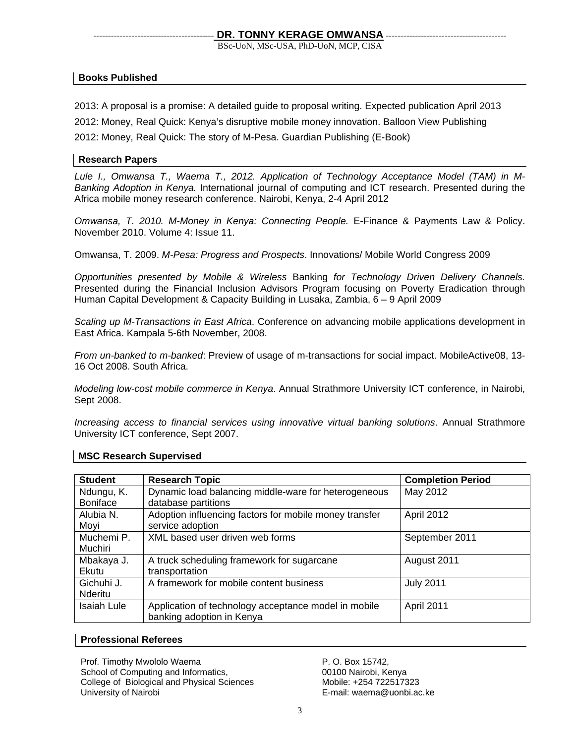## Books Published

2013: A proposal is a promise: A detailed guide to proposal writing. Expected publication April 2013

2012: Money, Real Quick: Kenya's disruptive mobile money innovation. Balloon View Publishing

2012: Money, Real Quick: The story of M-Pesa. Guardian Publishing (E-Book)

## Research Papers

*Lule I., Omwansa T., Waema T., 2012. Application of Technology Acceptance Model (TAM) in M-Banking Adoption in Kenya.* International journal of computing and ICT research. Presented during the Africa mobile money research conference. Nairobi, Kenya, 2-4 April 2012

*Omwansa, T. 2010. M-Money in Kenya: Connecting People.* E-Finance & Payments Law & Policy. November 2010. Volume 4: Issue 11.

Omwansa, T. 2009. *M-Pesa: Progress and Prospects*. Innovations/ Mobile World Congress 2009

*Opportunities presented by Mobile & Wireless* Banking *for Technology Driven Delivery Channels.* Presented during the Financial Inclusion Advisors Program focusing on Poverty Eradication through Human Capital Development & Capacity Building in Lusaka, Zambia, 6 – 9 April 2009

*Scaling up M-Transactions in East Africa*. Conference on advancing mobile applications development in East Africa. Kampala 5-6th November, 2008.

*From un-banked to m-banked*: Preview of usage of m-transactions for social impact. MobileActive08, 13-16 Oct 2008. South Africa.

*Modeling low-cost mobile commerce in Kenya*. Annual Strathmore University ICT conference, in Nairobi, Sept 2008.

*Increasing access to financial services using innovative virtual banking solutions*. Annual Strathmore University ICT conference, Sept 2007.

## MSC Research Supervised

| Student | Research Topic | Completion Period |
|---|---|---|
| Ndungu, K. Boniface | Dynamic load balancing middle-ware for heterogeneous database partitions | May 2012 |
| Alubia N. Moyi | Adoption influencing factors for mobile money transfer service adoption | April 2012 |
| Muchemi P. Muchiri | XML based user driven web forms | September 2011 |
| Mbakaya J. Ekutu | A truck scheduling framework for sugarcane transportation | August 2011 |
| Gichuhi J. Nderitu | A framework for mobile content business | July 2011 |
| Isaiah Lule | Application of technology acceptance model in mobile banking adoption in Kenya | April 2011 |

## Professional Referees

Prof. Timothy Mwololo Waema
School of Computing and Informatics,
College of Biological and Physical Sciences
University of Nairobi

P. O. Box 15742,
00100 Nairobi, Kenya
Mobile: +254 722517323
E-mail: waema@uonbi.ac.ke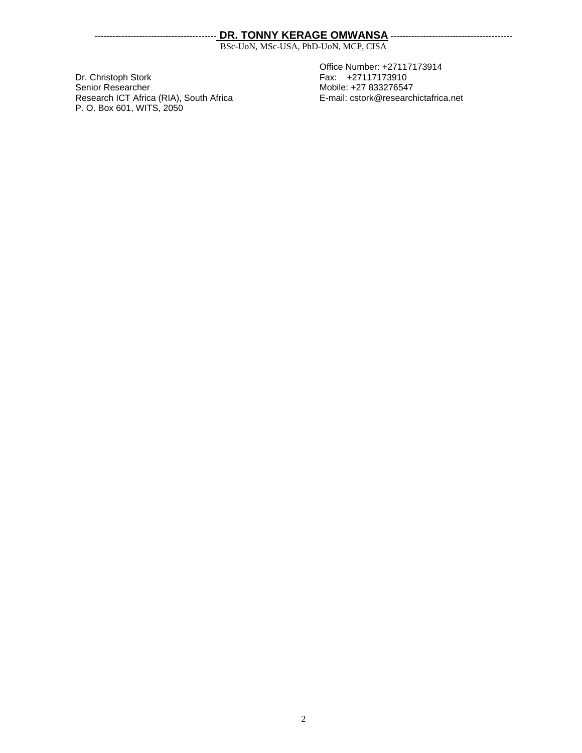Dr. Christoph Stork
Senior Researcher
Research ICT Africa (RIA), South Africa
P. O. Box 601, WITS, 2050

Office Number: +27117173914
Fax: +27117173910
Mobile: +27 833276547
E-mail: cstork@researchictafrica.net